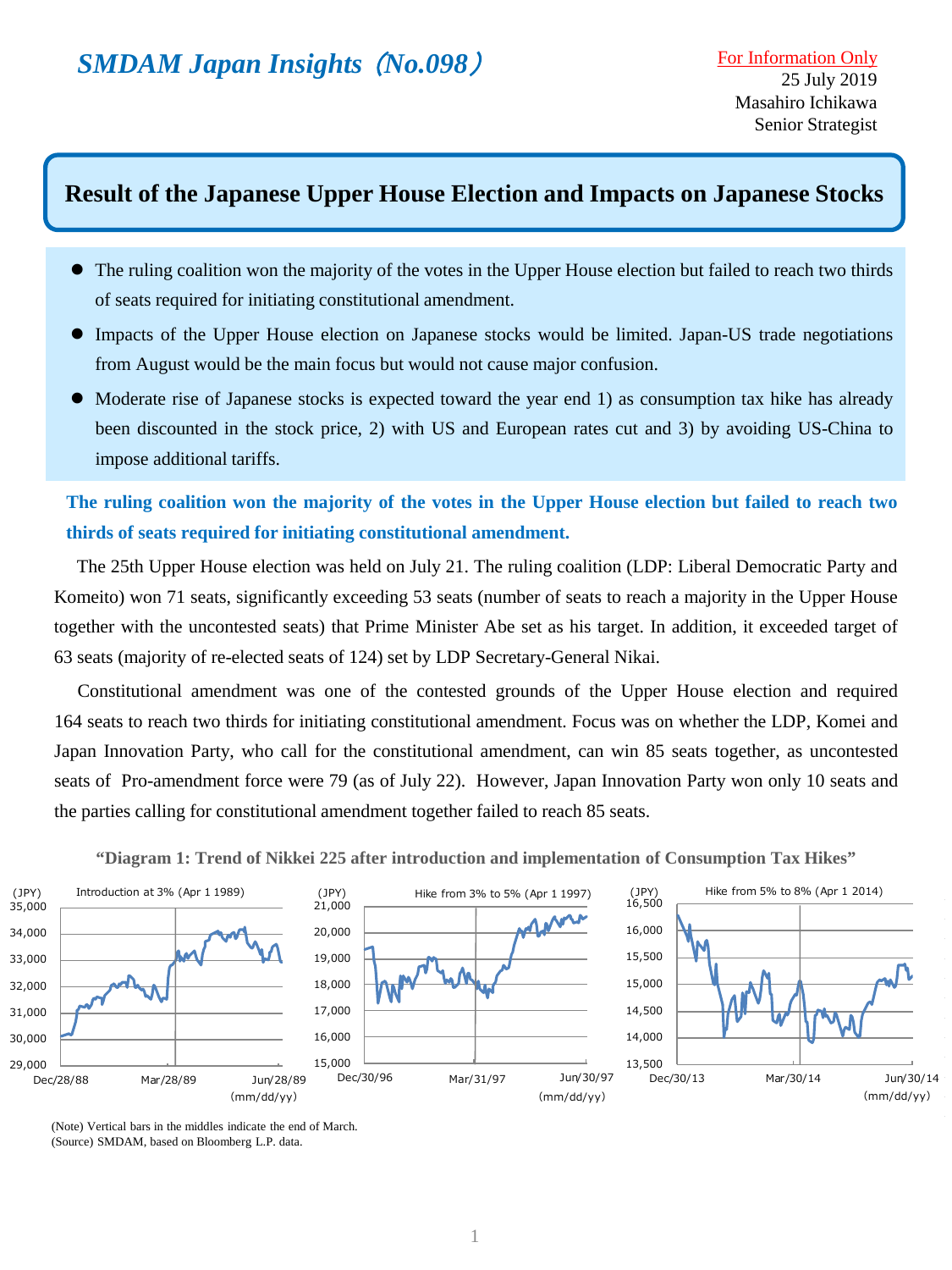# *SMDAM Japan Insights（No.098）*

For Information Only
25 July 2019
Masahiro Ichikawa
Senior Strategist

## Result of the Japanese Upper House Election and Impacts on Japanese Stocks

- The ruling coalition won the majority of the votes in the Upper House election but failed to reach two thirds of seats required for initiating constitutional amendment.
- Impacts of the Upper House election on Japanese stocks would be limited. Japan-US trade negotiations from August would be the main focus but would not cause major confusion.
- Moderate rise of Japanese stocks is expected toward the year end 1) as consumption tax hike has already been discounted in the stock price, 2) with US and European rates cut and 3) by avoiding US-China to impose additional tariffs.

### The ruling coalition won the majority of the votes in the Upper House election but failed to reach two thirds of seats required for initiating constitutional amendment.

The 25th Upper House election was held on July 21. The ruling coalition (LDP: Liberal Democratic Party and Komeito) won 71 seats, significantly exceeding 53 seats (number of seats to reach a majority in the Upper House together with the uncontested seats) that Prime Minister Abe set as his target. In addition, it exceeded target of 63 seats (majority of re-elected seats of 124) set by LDP Secretary-General Nikai.

Constitutional amendment was one of the contested grounds of the Upper House election and required 164 seats to reach two thirds for initiating constitutional amendment. Focus was on whether the LDP, Komei and Japan Innovation Party, who call for the constitutional amendment, can win 85 seats together, as uncontested seats of Pro-amendment force were 79 (as of July 22). However, Japan Innovation Party won only 10 seats and the parties calling for constitutional amendment together failed to reach 85 seats.

**"Diagram 1: Trend of Nikkei 225 after introduction and implementation of Consumption Tax Hikes"**

(Note) Vertical bars in the middles indicate the end of March.
(Source) SMDAM, based on Bloomberg L.P. data.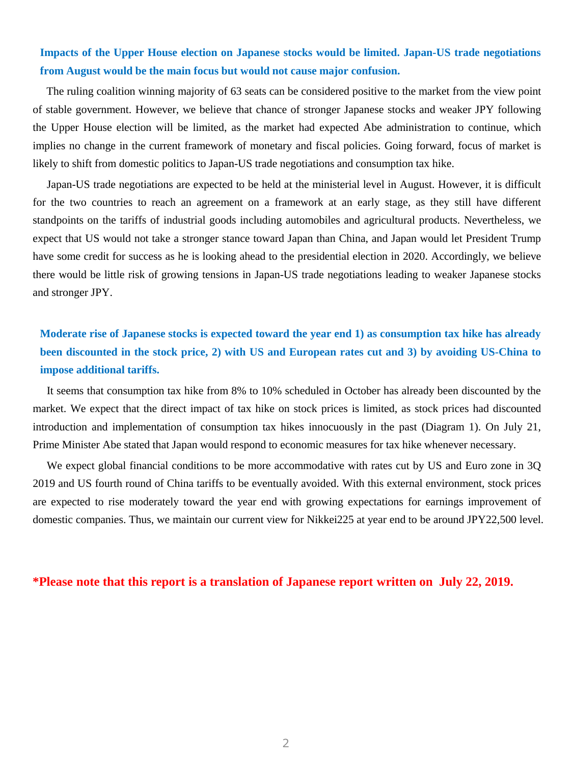### Impacts of the Upper House election on Japanese stocks would be limited. Japan-US trade negotiations from August would be the main focus but would not cause major confusion.

The ruling coalition winning majority of 63 seats can be considered positive to the market from the view point of stable government. However, we believe that chance of stronger Japanese stocks and weaker JPY following the Upper House election will be limited, as the market had expected Abe administration to continue, which implies no change in the current framework of monetary and fiscal policies. Going forward, focus of market is likely to shift from domestic politics to Japan-US trade negotiations and consumption tax hike.

Japan-US trade negotiations are expected to be held at the ministerial level in August. However, it is difficult for the two countries to reach an agreement on a framework at an early stage, as they still have different standpoints on the tariffs of industrial goods including automobiles and agricultural products. Nevertheless, we expect that US would not take a stronger stance toward Japan than China, and Japan would let President Trump have some credit for success as he is looking ahead to the presidential election in 2020. Accordingly, we believe there would be little risk of growing tensions in Japan-US trade negotiations leading to weaker Japanese stocks and stronger JPY.

### Moderate rise of Japanese stocks is expected toward the year end 1) as consumption tax hike has already been discounted in the stock price, 2) with US and European rates cut and 3) by avoiding US-China to impose additional tariffs.

It seems that consumption tax hike from 8% to 10% scheduled in October has already been discounted by the market. We expect that the direct impact of tax hike on stock prices is limited, as stock prices had discounted introduction and implementation of consumption tax hikes innocuously in the past (Diagram 1). On July 21, Prime Minister Abe stated that Japan would respond to economic measures for tax hike whenever necessary.

We expect global financial conditions to be more accommodative with rates cut by US and Euro zone in 3Q 2019 and US fourth round of China tariffs to be eventually avoided. With this external environment, stock prices are expected to rise moderately toward the year end with growing expectations for earnings improvement of domestic companies. Thus, we maintain our current view for Nikkei225 at year end to be around JPY22,500 level.

**\*Please note that this report is a translation of Japanese report written on July 22, 2019.**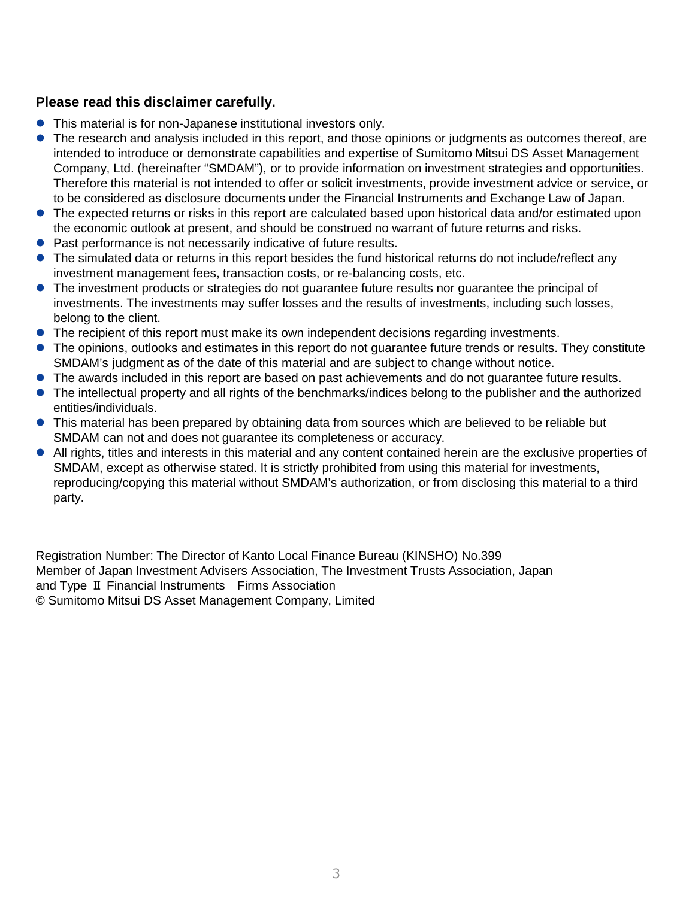**Please read this disclaimer carefully.**

- This material is for non-Japanese institutional investors only.
- The research and analysis included in this report, and those opinions or judgments as outcomes thereof, are intended to introduce or demonstrate capabilities and expertise of Sumitomo Mitsui DS Asset Management Company, Ltd. (hereinafter "SMDAM"), or to provide information on investment strategies and opportunities. Therefore this material is not intended to offer or solicit investments, provide investment advice or service, or to be considered as disclosure documents under the Financial Instruments and Exchange Law of Japan.
- The expected returns or risks in this report are calculated based upon historical data and/or estimated upon the economic outlook at present, and should be construed no warrant of future returns and risks.
- Past performance is not necessarily indicative of future results.
- The simulated data or returns in this report besides the fund historical returns do not include/reflect any investment management fees, transaction costs, or re-balancing costs, etc.
- The investment products or strategies do not guarantee future results nor guarantee the principal of investments. The investments may suffer losses and the results of investments, including such losses, belong to the client.
- The recipient of this report must make its own independent decisions regarding investments.
- The opinions, outlooks and estimates in this report do not guarantee future trends or results. They constitute SMDAM's judgment as of the date of this material and are subject to change without notice.
- The awards included in this report are based on past achievements and do not guarantee future results.
- The intellectual property and all rights of the benchmarks/indices belong to the publisher and the authorized entities/individuals.
- This material has been prepared by obtaining data from sources which are believed to be reliable but SMDAM can not and does not guarantee its completeness or accuracy.
- All rights, titles and interests in this material and any content contained herein are the exclusive properties of SMDAM, except as otherwise stated. It is strictly prohibited from using this material for investments, reproducing/copying this material without SMDAM's authorization, or from disclosing this material to a third party.

Registration Number: The Director of Kanto Local Finance Bureau (KINSHO) No.399
Member of Japan Investment Advisers Association, The Investment Trusts Association, Japan
and Type Ⅱ Financial Instruments Firms Association
© Sumitomo Mitsui DS Asset Management Company, Limited